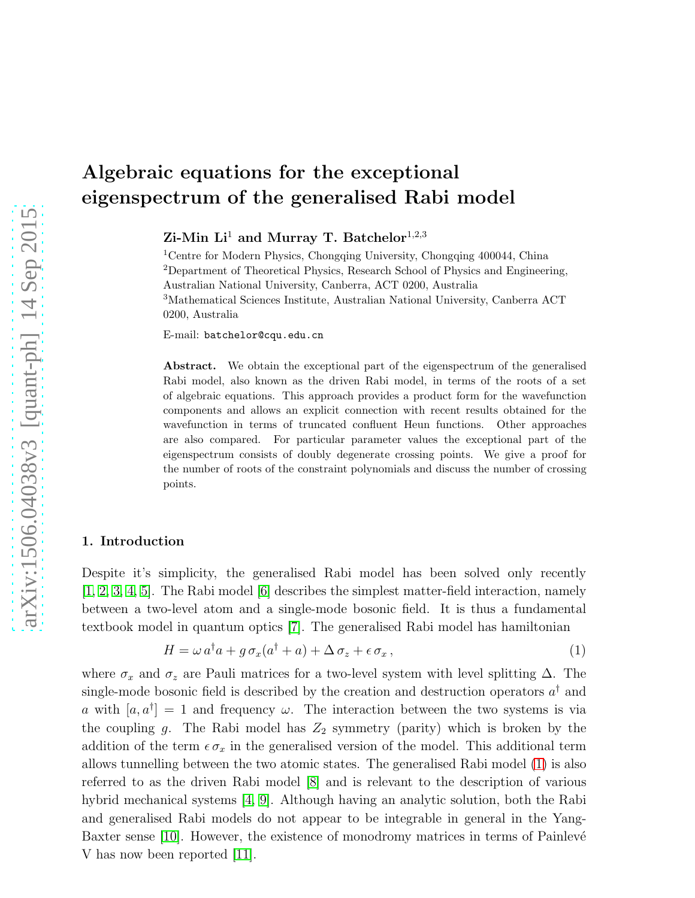# Algebraic equations for the exceptional eigenspectrum of the generalised Rabi model

**Zi-Min Li**[1] **and Murray T. Batchelor**[1,2,3]

[1]Centre for Modern Physics, Chongqing University, Chongqing 400044, China

[2]Department of Theoretical Physics, Research School of Physics and Engineering, Australian National University, Canberra, ACT 0200, Australia

[3]Mathematical Sciences Institute, Australian National University, Canberra ACT 0200, Australia

E-mail: batchelor@cqu.edu.cn

**Abstract.** We obtain the exceptional part of the eigenspectrum of the generalised Rabi model, also known as the driven Rabi model, in terms of the roots of a set of algebraic equations. This approach provides a product form for the wavefunction components and allows an explicit connection with recent results obtained for the wavefunction in terms of truncated confluent Heun functions. Other approaches are also compared. For particular parameter values the exceptional part of the eigenspectrum consists of doubly degenerate crossing points. We give a proof for the number of roots of the constraint polynomials and discuss the number of crossing points.

## 1. Introduction

Despite it's simplicity, the generalised Rabi model has been solved only recently [1, 2, 3, 4, 5]. The Rabi model [6] describes the simplest matter-field interaction, namely between a two-level atom and a single-mode bosonic field. It is thus a fundamental textbook model in quantum optics [7]. The generalised Rabi model has hamiltonian

$$H = \omega\, a^\dagger a + g\, \sigma_x (a^\dagger + a) + \Delta\, \sigma_z + \epsilon\, \sigma_x\,, \tag{1}$$

where $\sigma_x$ and $\sigma_z$ are Pauli matrices for a two-level system with level splitting $\Delta$. The single-mode bosonic field is described by the creation and destruction operators $a^\dagger$ and $a$ with $[a, a^\dagger] = 1$ and frequency $\omega$. The interaction between the two systems is via the coupling $g$. The Rabi model has $Z_2$ symmetry (parity) which is broken by the addition of the term $\epsilon\, \sigma_x$ in the generalised version of the model. This additional term allows tunnelling between the two atomic states. The generalised Rabi model (1) is also referred to as the driven Rabi model [8] and is relevant to the description of various hybrid mechanical systems [4, 9]. Although having an analytic solution, both the Rabi and generalised Rabi models do not appear to be integrable in general in the Yang-Baxter sense [10]. However, the existence of monodromy matrices in terms of Painlevé V has now been reported [11].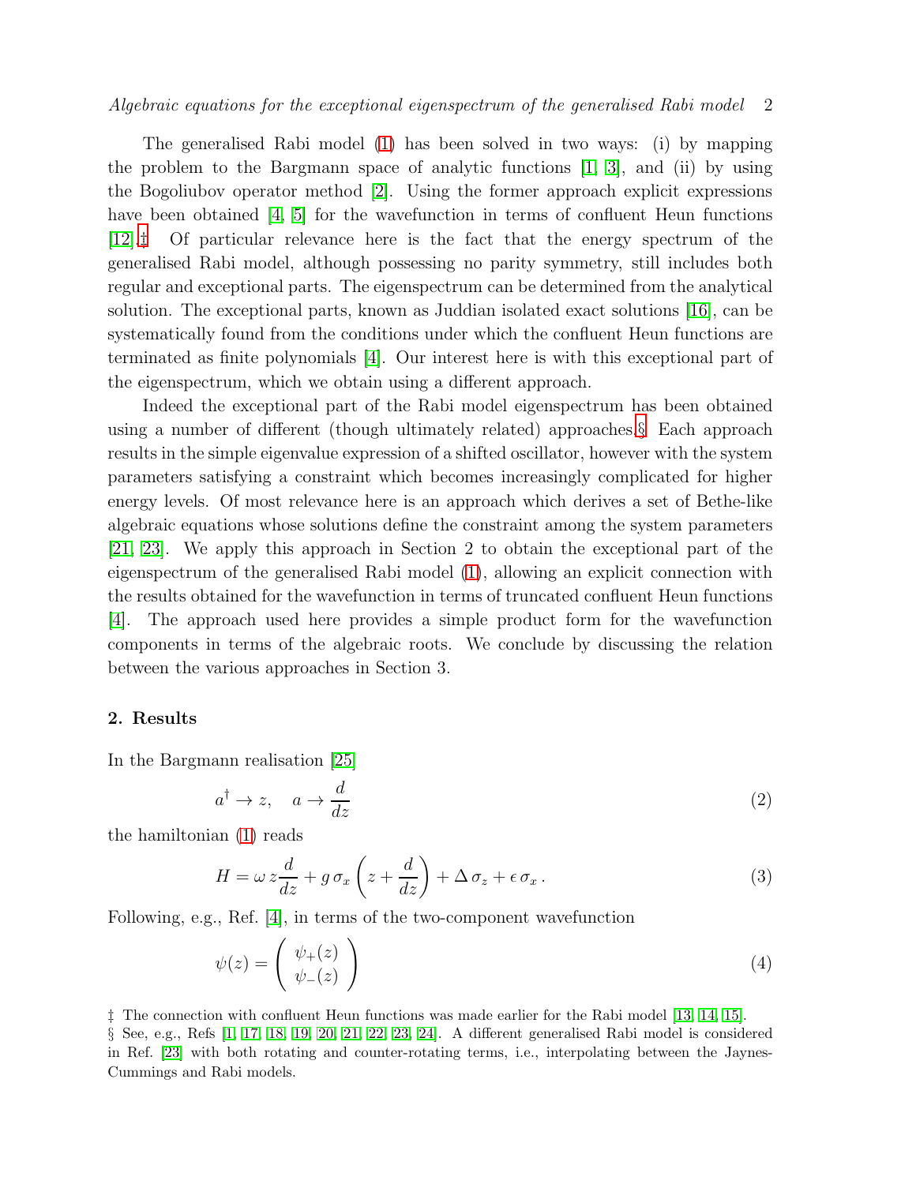The generalised Rabi model (1) has been solved in two ways: (i) by mapping the problem to the Bargmann space of analytic functions [1, 3], and (ii) by using the Bogoliubov operator method [2]. Using the former approach explicit expressions have been obtained [4, 5] for the wavefunction in terms of confluent Heun functions [12].‡ Of particular relevance here is the fact that the energy spectrum of the generalised Rabi model, although possessing no parity symmetry, still includes both regular and exceptional parts. The eigenspectrum can be determined from the analytical solution. The exceptional parts, known as Juddian isolated exact solutions [16], can be systematically found from the conditions under which the confluent Heun functions are terminated as finite polynomials [4]. Our interest here is with this exceptional part of the eigenspectrum, which we obtain using a different approach.

Indeed the exceptional part of the Rabi model eigenspectrum has been obtained using a number of different (though ultimately related) approaches.§ Each approach results in the simple eigenvalue expression of a shifted oscillator, however with the system parameters satisfying a constraint which becomes increasingly complicated for higher energy levels. Of most relevance here is an approach which derives a set of Bethe-like algebraic equations whose solutions define the constraint among the system parameters [21, 23]. We apply this approach in Section 2 to obtain the exceptional part of the eigenspectrum of the generalised Rabi model (1), allowing an explicit connection with the results obtained for the wavefunction in terms of truncated confluent Heun functions [4]. The approach used here provides a simple product form for the wavefunction components in terms of the algebraic roots. We conclude by discussing the relation between the various approaches in Section 3.

## 2. Results

In the Bargmann realisation [25]

$$a^\dagger \to z, \quad a \to \frac{d}{dz} \tag{2}$$

the hamiltonian (1) reads

$$H = \omega\, z \frac{d}{dz} + g\, \sigma_x \left( z + \frac{d}{dz} \right) + \Delta\, \sigma_z + \epsilon\, \sigma_x\,. \tag{3}$$

Following, e.g., Ref. [4], in terms of the two-component wavefunction

$$\psi(z) = \begin{pmatrix} \psi_+(z) \\ \psi_-(z) \end{pmatrix} \tag{4}$$

‡ The connection with confluent Heun functions was made earlier for the Rabi model [13, 14, 15].

§ See, e.g., Refs [1, 17, 18, 19, 20, 21, 22, 23, 24]. A different generalised Rabi model is considered in Ref. [23] with both rotating and counter-rotating terms, i.e., interpolating between the Jaynes-Cummings and Rabi models.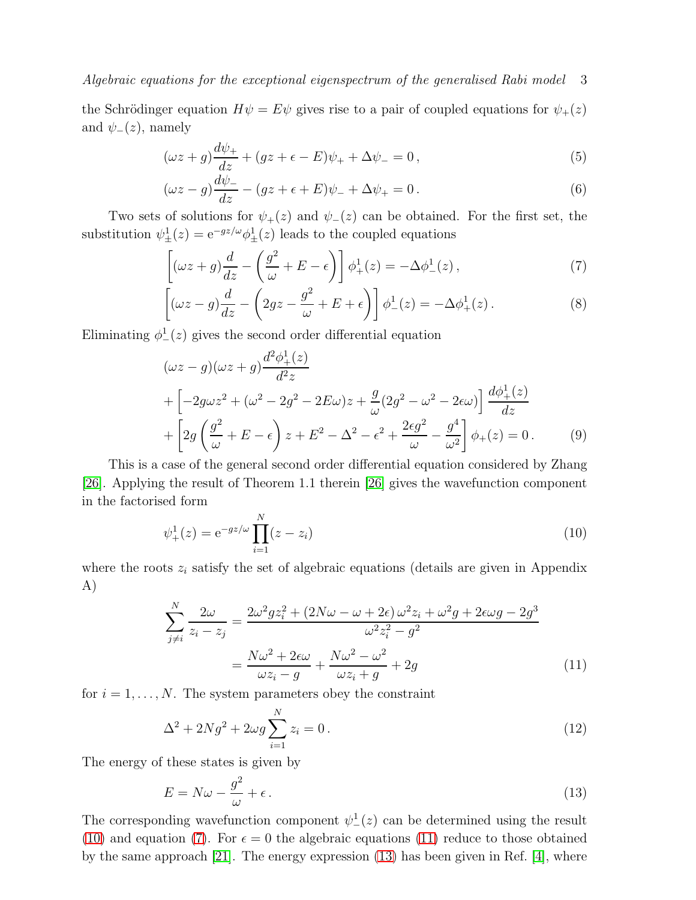the Schrödinger equation $H\psi = E\psi$ gives rise to a pair of coupled equations for $\psi_+(z)$ and $\psi_-(z)$, namely

$$(\omega z + g)\frac{d\psi_+}{dz} + (gz + \epsilon - E)\psi_+ + \Delta\psi_- = 0\,, \tag{5}$$

$$(\omega z - g)\frac{d\psi_-}{dz} - (gz + \epsilon + E)\psi_- + \Delta\psi_+ = 0\,. \tag{6}$$

Two sets of solutions for $\psi_+(z)$ and $\psi_-(z)$ can be obtained. For the first set, the substitution $\psi^1_\pm(z) = \mathrm{e}^{-gz/\omega}\phi^1_\pm(z)$ leads to the coupled equations

$$\left[(\omega z + g)\frac{d}{dz} - \left(\frac{g^2}{\omega} + E - \epsilon\right)\right]\phi^1_+(z) = -\Delta\phi^1_-(z)\,, \tag{7}$$

$$\left[(\omega z - g)\frac{d}{dz} - \left(2gz - \frac{g^2}{\omega} + E + \epsilon\right)\right]\phi^1_-(z) = -\Delta\phi^1_+(z)\,. \tag{8}$$

Eliminating $\phi^1_-(z)$ gives the second order differential equation

$$\begin{aligned}
&(\omega z - g)(\omega z + g)\frac{d^2\phi^1_+(z)}{d^2 z} \\
&+ \left[-2g\omega z^2 + (\omega^2 - 2g^2 - 2E\omega)z + \frac{g}{\omega}(2g^2 - \omega^2 - 2\epsilon\omega)\right]\frac{d\phi^1_+(z)}{dz} \\
&+ \left[2g\left(\frac{g^2}{\omega} + E - \epsilon\right)z + E^2 - \Delta^2 - \epsilon^2 + \frac{2\epsilon g^2}{\omega} - \frac{g^4}{\omega^2}\right]\phi_+(z) = 0\,.
\end{aligned} \tag{9}$$

This is a case of the general second order differential equation considered by Zhang [26]. Applying the result of Theorem 1.1 therein [26] gives the wavefunction component in the factorised form

$$\psi^1_+(z) = \mathrm{e}^{-gz/\omega}\prod_{i=1}^{N}(z - z_i) \tag{10}$$

where the roots $z_i$ satisfy the set of algebraic equations (details are given in Appendix A)

$$\begin{aligned}
\sum_{j\neq i}^{N}\frac{2\omega}{z_i - z_j} &= \frac{2\omega^2 g z_i^2 + (2N\omega - \omega + 2\epsilon)\,\omega^2 z_i + \omega^2 g + 2\epsilon\omega g - 2g^3}{\omega^2 z_i^2 - g^2} \\
&= \frac{N\omega^2 + 2\epsilon\omega}{\omega z_i - g} + \frac{N\omega^2 - \omega^2}{\omega z_i + g} + 2g
\end{aligned} \tag{11}$$

for $i = 1, \ldots, N$. The system parameters obey the constraint

$$\Delta^2 + 2Ng^2 + 2\omega g\sum_{i=1}^{N} z_i = 0\,. \tag{12}$$

The energy of these states is given by

$$E = N\omega - \frac{g^2}{\omega} + \epsilon\,. \tag{13}$$

The corresponding wavefunction component $\psi^1_-(z)$ can be determined using the result (10) and equation (7). For $\epsilon = 0$ the algebraic equations (11) reduce to those obtained by the same approach [21]. The energy expression (13) has been given in Ref. [4], where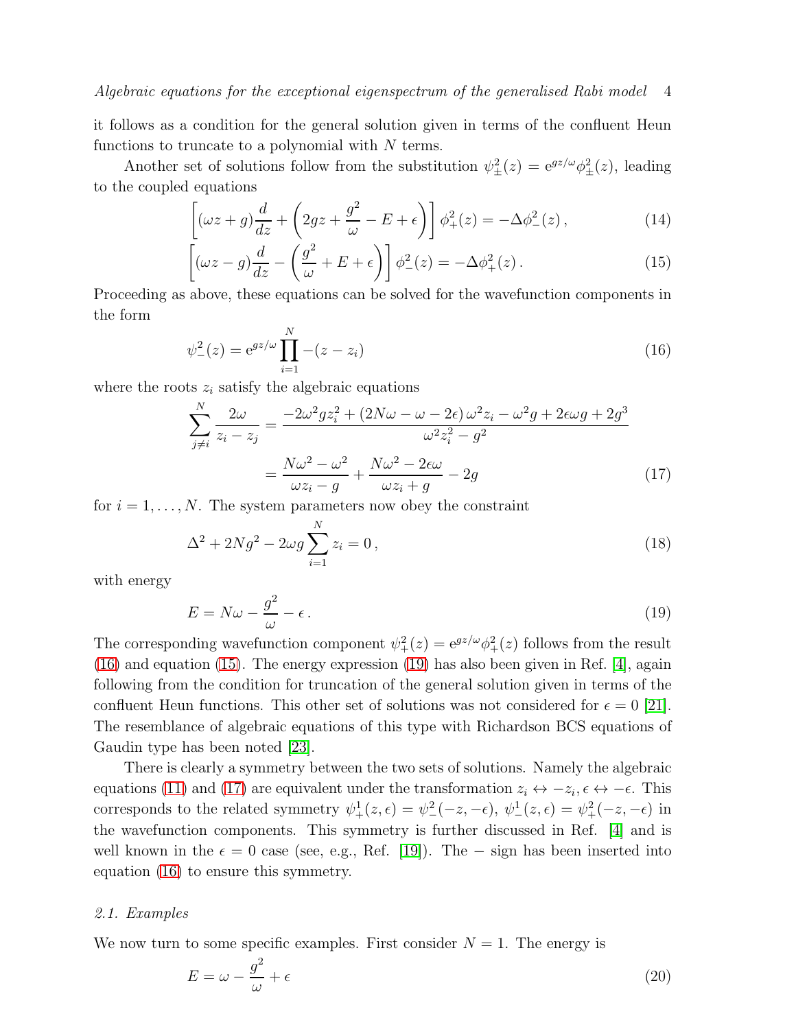it follows as a condition for the general solution given in terms of the confluent Heun functions to truncate to a polynomial with $N$ terms.

Another set of solutions follow from the substitution $\psi^2_\pm(z) = \mathrm{e}^{gz/\omega}\phi^2_\pm(z)$, leading to the coupled equations

$$\left[(\omega z + g)\frac{d}{dz} + \left(2gz + \frac{g^2}{\omega} - E + \epsilon\right)\right]\phi^2_+(z) = -\Delta\phi^2_-(z)\,, \tag{14}$$

$$\left[(\omega z - g)\frac{d}{dz} - \left(\frac{g^2}{\omega} + E + \epsilon\right)\right]\phi^2_-(z) = -\Delta\phi^2_+(z)\,. \tag{15}$$

Proceeding as above, these equations can be solved for the wavefunction components in the form

$$\psi^2_-(z) = \mathrm{e}^{gz/\omega}\prod_{i=1}^{N} -(z - z_i) \tag{16}$$

where the roots $z_i$ satisfy the algebraic equations

$$\begin{aligned}\sum_{j\neq i}^{N}\frac{2\omega}{z_i - z_j} &= \frac{-2\omega^2 g z_i^2 + (2N\omega - \omega - 2\epsilon)\,\omega^2 z_i - \omega^2 g + 2\epsilon\omega g + 2g^3}{\omega^2 z_i^2 - g^2} \\ &= \frac{N\omega^2 - \omega^2}{\omega z_i - g} + \frac{N\omega^2 - 2\epsilon\omega}{\omega z_i + g} - 2g\end{aligned} \tag{17}$$

for $i = 1, \ldots, N$. The system parameters now obey the constraint

$$\Delta^2 + 2Ng^2 - 2\omega g\sum_{i=1}^{N} z_i = 0\,, \tag{18}$$

with energy

$$E = N\omega - \frac{g^2}{\omega} - \epsilon\,. \tag{19}$$

The corresponding wavefunction component $\psi^2_+(z) = \mathrm{e}^{gz/\omega}\phi^2_+(z)$ follows from the result (16) and equation (15). The energy expression (19) has also been given in Ref. [4], again following from the condition for truncation of the general solution given in terms of the confluent Heun functions. This other set of solutions was not considered for $\epsilon = 0$ [21]. The resemblance of algebraic equations of this type with Richardson BCS equations of Gaudin type has been noted [23].

There is clearly a symmetry between the two sets of solutions. Namely the algebraic equations (11) and (17) are equivalent under the transformation $z_i \leftrightarrow -z_i, \epsilon \leftrightarrow -\epsilon$. This corresponds to the related symmetry $\psi^1_+(z,\epsilon) = \psi^2_-(-z,-\epsilon)$, $\psi^1_-(z,\epsilon) = \psi^2_+(-z,-\epsilon)$ in the wavefunction components. This symmetry is further discussed in Ref. [4] and is well known in the $\epsilon = 0$ case (see, e.g., Ref. [19]). The $-$ sign has been inserted into equation (16) to ensure this symmetry.

### 2.1. Examples

We now turn to some specific examples. First consider $N = 1$. The energy is

$$E = \omega - \frac{g^2}{\omega} + \epsilon \tag{20}$$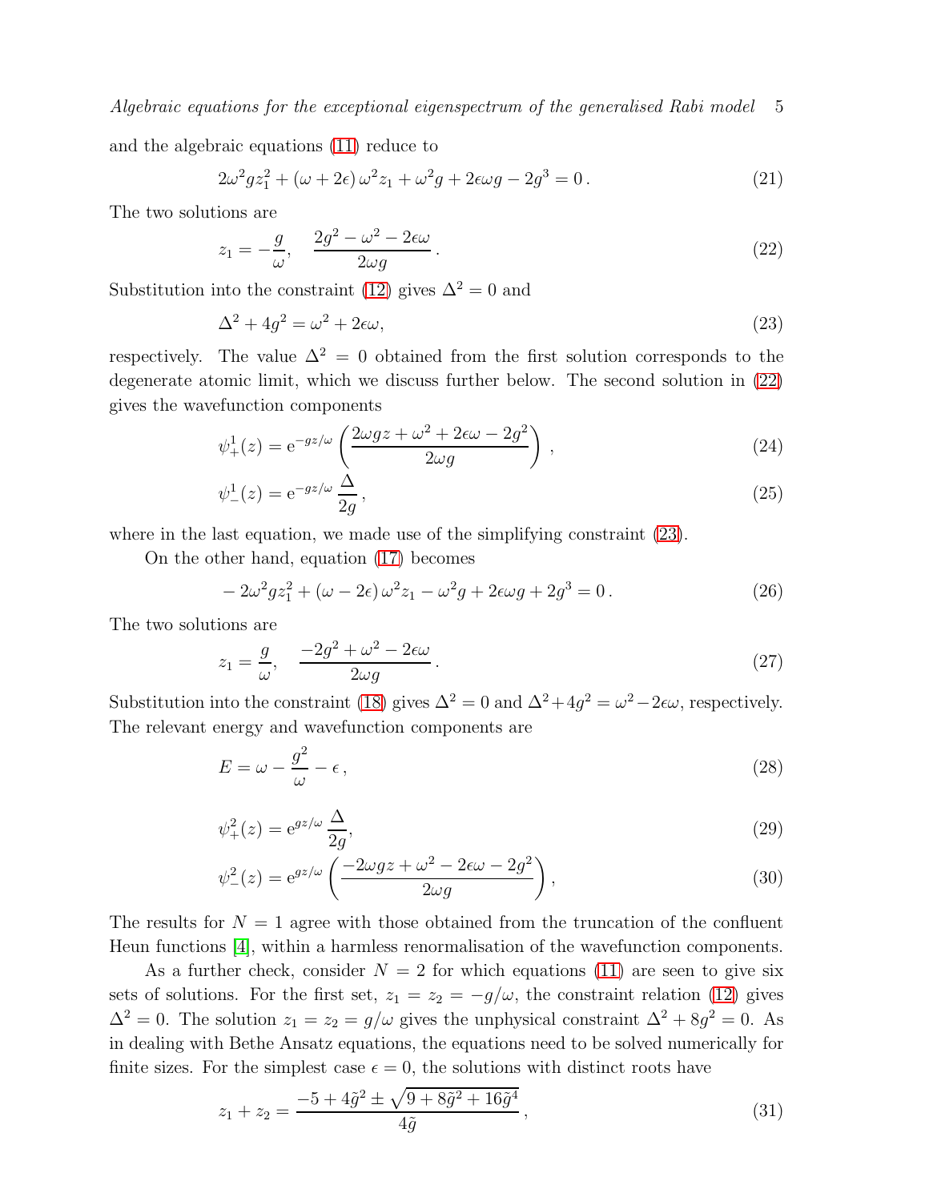and the algebraic equations (11) reduce to

$$2\omega^2 g z_1^2 + (\omega + 2\epsilon)\,\omega^2 z_1 + \omega^2 g + 2\epsilon\omega g - 2g^3 = 0\,. \tag{21}$$

The two solutions are

$$z_1 = -\frac{g}{\omega}, \quad \frac{2g^2 - \omega^2 - 2\epsilon\omega}{2\omega g}\,. \tag{22}$$

Substitution into the constraint (12) gives $\Delta^2 = 0$ and

$$\Delta^2 + 4g^2 = \omega^2 + 2\epsilon\omega, \tag{23}$$

respectively. The value $\Delta^2 = 0$ obtained from the first solution corresponds to the degenerate atomic limit, which we discuss further below. The second solution in (22) gives the wavefunction components

$$\psi_+^1(z) = \mathrm{e}^{-gz/\omega}\left(\frac{2\omega g z + \omega^2 + 2\epsilon\omega - 2g^2}{2\omega g}\right)\,, \tag{24}$$

$$\psi_-^1(z) = \mathrm{e}^{-gz/\omega}\,\frac{\Delta}{2g}\,, \tag{25}$$

where in the last equation, we made use of the simplifying constraint (23).

On the other hand, equation (17) becomes

$$-2\omega^2 g z_1^2 + (\omega - 2\epsilon)\,\omega^2 z_1 - \omega^2 g + 2\epsilon\omega g + 2g^3 = 0\,. \tag{26}$$

The two solutions are

$$z_1 = \frac{g}{\omega}, \quad \frac{-2g^2 + \omega^2 - 2\epsilon\omega}{2\omega g}\,. \tag{27}$$

Substitution into the constraint (18) gives $\Delta^2 = 0$ and $\Delta^2 + 4g^2 = \omega^2 - 2\epsilon\omega$, respectively. The relevant energy and wavefunction components are

$$E = \omega - \frac{g^2}{\omega} - \epsilon\,, \tag{28}$$

$$\psi_+^2(z) = \mathrm{e}^{gz/\omega}\,\frac{\Delta}{2g}, \tag{29}$$

$$\psi_-^2(z) = \mathrm{e}^{gz/\omega}\left(\frac{-2\omega g z + \omega^2 - 2\epsilon\omega - 2g^2}{2\omega g}\right), \tag{30}$$

The results for $N = 1$ agree with those obtained from the truncation of the confluent Heun functions [4], within a harmless renormalisation of the wavefunction components.

As a further check, consider $N = 2$ for which equations (11) are seen to give six sets of solutions. For the first set, $z_1 = z_2 = -g/\omega$, the constraint relation (12) gives $\Delta^2 = 0$. The solution $z_1 = z_2 = g/\omega$ gives the unphysical constraint $\Delta^2 + 8g^2 = 0$. As in dealing with Bethe Ansatz equations, the equations need to be solved numerically for finite sizes. For the simplest case $\epsilon = 0$, the solutions with distinct roots have

$$z_1 + z_2 = \frac{-5 + 4\tilde{g}^2 \pm \sqrt{9 + 8\tilde{g}^2 + 16\tilde{g}^4}}{4\tilde{g}}\,, \tag{31}$$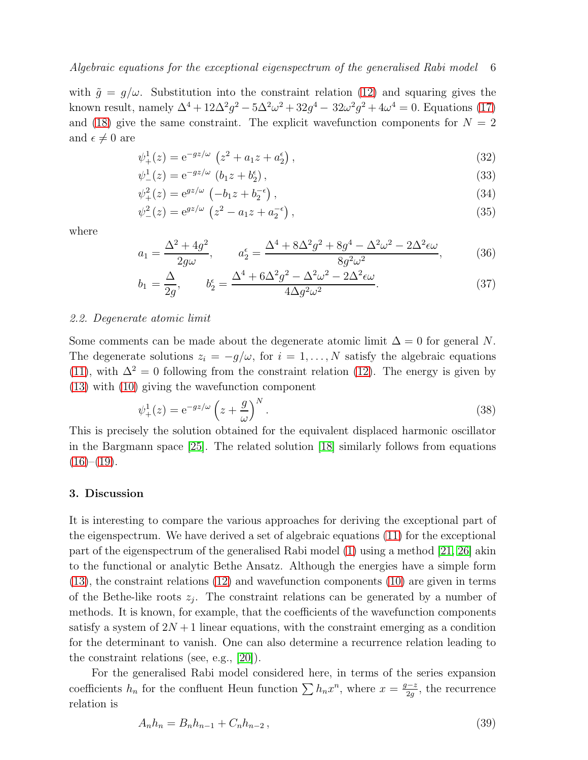with $\tilde{g} = g/\omega$. Substitution into the constraint relation (12) and squaring gives the known result, namely $\Delta^4 + 12\Delta^2 g^2 - 5\Delta^2\omega^2 + 32g^4 - 32\omega^2 g^2 + 4\omega^4 = 0$. Equations (17) and (18) give the same constraint. The explicit wavefunction components for $N = 2$ and $\epsilon \neq 0$ are

$$\psi_+^1(z) = \mathrm{e}^{-gz/\omega}\left(z^2 + a_1 z + a_2^\epsilon\right), \tag{32}$$

$$\psi_-^1(z) = \mathrm{e}^{-gz/\omega}\left(b_1 z + b_2^\epsilon\right), \tag{33}$$

$$\psi_+^2(z) = \mathrm{e}^{gz/\omega}\left(-b_1 z + b_2^{-\epsilon}\right), \tag{34}$$

$$\psi_-^2(z) = \mathrm{e}^{gz/\omega}\left(z^2 - a_1 z + a_2^{-\epsilon}\right), \tag{35}$$

where

$$a_1 = \frac{\Delta^2 + 4g^2}{2g\omega}, \qquad a_2^\epsilon = \frac{\Delta^4 + 8\Delta^2 g^2 + 8g^4 - \Delta^2\omega^2 - 2\Delta^2\epsilon\omega}{8g^2\omega^2}, \tag{36}$$

$$b_1 = \frac{\Delta}{2g}, \qquad b_2^\epsilon = \frac{\Delta^4 + 6\Delta^2 g^2 - \Delta^2\omega^2 - 2\Delta^2\epsilon\omega}{4\Delta g^2\omega^2}. \tag{37}$$

### *2.2. Degenerate atomic limit*

Some comments can be made about the degenerate atomic limit $\Delta = 0$ for general $N$. The degenerate solutions $z_i = -g/\omega$, for $i = 1, \ldots, N$ satisfy the algebraic equations (11), with $\Delta^2 = 0$ following from the constraint relation (12). The energy is given by (13) with (10) giving the wavefunction component

$$\psi_+^1(z) = \mathrm{e}^{-gz/\omega}\left(z + \frac{g}{\omega}\right)^N. \tag{38}$$

This is precisely the solution obtained for the equivalent displaced harmonic oscillator in the Bargmann space [25]. The related solution [18] similarly follows from equations (16)–(19).

## 3. Discussion

It is interesting to compare the various approaches for deriving the exceptional part of the eigenspectrum. We have derived a set of algebraic equations (11) for the exceptional part of the eigenspectrum of the generalised Rabi model (1) using a method [21, 26] akin to the functional or analytic Bethe Ansatz. Although the energies have a simple form (13), the constraint relations (12) and wavefunction components (10) are given in terms of the Bethe-like roots $z_j$. The constraint relations can be generated by a number of methods. It is known, for example, that the coefficients of the wavefunction components satisfy a system of $2N + 1$ linear equations, with the constraint emerging as a condition for the determinant to vanish. One can also determine a recurrence relation leading to the constraint relations (see, e.g., [20]).

For the generalised Rabi model considered here, in terms of the series expansion coefficients $h_n$ for the confluent Heun function $\sum h_n x^n$, where $x = \frac{g-z}{2g}$, the recurrence relation is

$$A_n h_n = B_n h_{n-1} + C_n h_{n-2}, \tag{39}$$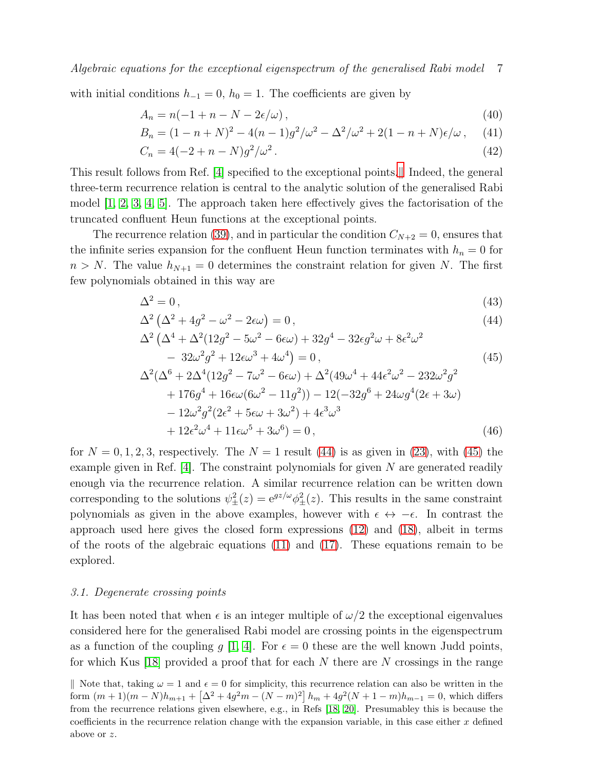with initial conditions $h_{-1} = 0$, $h_0 = 1$. The coefficients are given by

$$A_n = n(-1 + n - N - 2\epsilon/\omega)\,, \tag{40}$$

$$B_n = (1 - n + N)^2 - 4(n-1)g^2/\omega^2 - \Delta^2/\omega^2 + 2(1 - n + N)\epsilon/\omega\,, \tag{41}$$

$$C_n = 4(-2 + n - N)g^2/\omega^2\,. \tag{42}$$

This result follows from Ref. [4] specified to the exceptional points.‖ Indeed, the general three-term recurrence relation is central to the analytic solution of the generalised Rabi model [1, 2, 3, 4, 5]. The approach taken here effectively gives the factorisation of the truncated confluent Heun functions at the exceptional points.

The recurrence relation (39), and in particular the condition $C_{N+2} = 0$, ensures that the infinite series expansion for the confluent Heun function terminates with $h_n = 0$ for $n > N$. The value $h_{N+1} = 0$ determines the constraint relation for given $N$. The first few polynomials obtained in this way are

$$\Delta^2 = 0\,, \tag{43}$$

$$\Delta^2\left(\Delta^2 + 4g^2 - \omega^2 - 2\epsilon\omega\right) = 0\,, \tag{44}$$

$$\Delta^2\left(\Delta^4 + \Delta^2(12g^2 - 5\omega^2 - 6\epsilon\omega) + 32g^4 - 32\epsilon g^2\omega + 8\epsilon^2\omega^2 - 32\omega^2 g^2 + 12\epsilon\omega^3 + 4\omega^4\right) = 0\,, \tag{45}$$

$$\begin{aligned}\Delta^2(\Delta^6 &+ 2\Delta^4(12g^2 - 7\omega^2 - 6\epsilon\omega) + \Delta^2(49\omega^4 + 44\epsilon^2\omega^2 - 232\omega^2 g^2 \\ &+ 176g^4 + 16\epsilon\omega(6\omega^2 - 11g^2)) - 12(-32g^6 + 24\omega g^4(2\epsilon + 3\omega) \\ &- 12\omega^2 g^2(2\epsilon^2 + 5\epsilon\omega + 3\omega^2) + 4\epsilon^3\omega^3 \\ &+ 12\epsilon^2\omega^4 + 11\epsilon\omega^5 + 3\omega^6) = 0\,,\end{aligned} \tag{46}$$

for $N = 0, 1, 2, 3$, respectively. The $N = 1$ result (44) is as given in (23), with (45) the example given in Ref. [4]. The constraint polynomials for given $N$ are generated readily enough via the recurrence relation. A similar recurrence relation can be written down corresponding to the solutions $\psi_\pm^2(z) = \mathrm{e}^{gz/\omega}\phi_\pm^2(z)$. This results in the same constraint polynomials as given in the above examples, however with $\epsilon \leftrightarrow -\epsilon$. In contrast the approach used here gives the closed form expressions (12) and (18), albeit in terms of the roots of the algebraic equations (11) and (17). These equations remain to be explored.

### 3.1. Degenerate crossing points

It has been noted that when $\epsilon$ is an integer multiple of $\omega/2$ the exceptional eigenvalues considered here for the generalised Rabi model are crossing points in the eigenspectrum as a function of the coupling $g$ [1, 4]. For $\epsilon = 0$ these are the well known Judd points, for which Kus [18] provided a proof that for each $N$ there are $N$ crossings in the range

‖ Note that, taking $\omega = 1$ and $\epsilon = 0$ for simplicity, this recurrence relation can also be written in the form $(m+1)(m-N)h_{m+1} + \left[\Delta^2 + 4g^2 m - (N-m)^2\right]h_m + 4g^2(N+1-m)h_{m-1} = 0$, which differs from the recurrence relations given elsewhere, e.g., in Refs [18, 20]. Presumabley this is because the coefficients in the recurrence relation change with the expansion variable, in this case either $x$ defined above or $z$.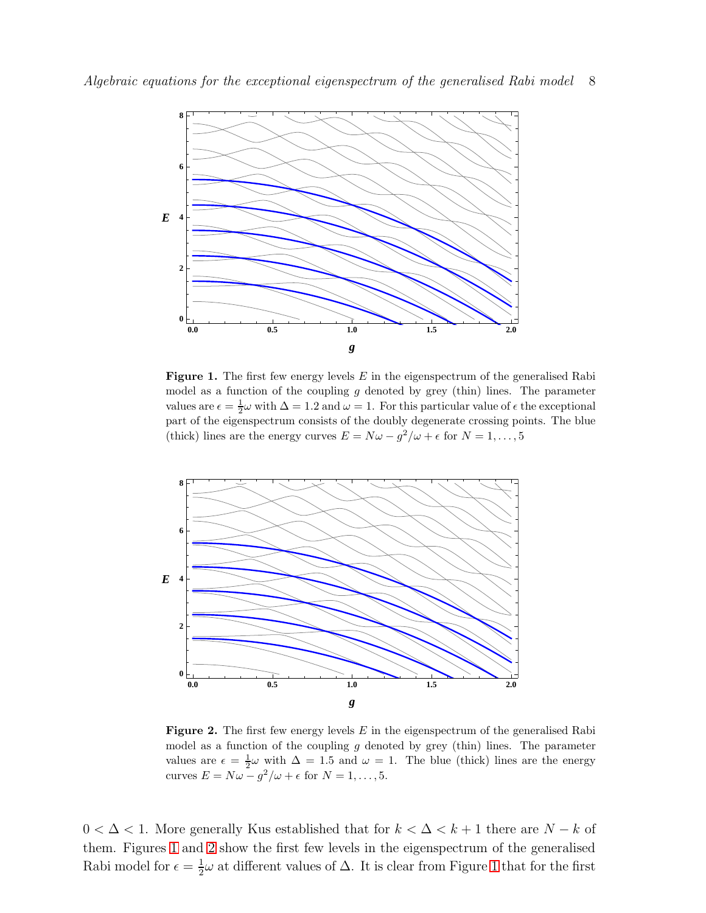**Figure 1.** The first few energy levels $E$ in the eigenspectrum of the generalised Rabi model as a function of the coupling $g$ denoted by grey (thin) lines. The parameter values are $\epsilon = \frac{1}{2}\omega$ with $\Delta = 1.2$ and $\omega = 1$. For this particular value of $\epsilon$ the exceptional part of the eigenspectrum consists of the doubly degenerate crossing points. The blue (thick) lines are the energy curves $E = N\omega - g^2/\omega + \epsilon$ for $N = 1, \ldots, 5$

**Figure 2.** The first few energy levels $E$ in the eigenspectrum of the generalised Rabi model as a function of the coupling $g$ denoted by grey (thin) lines. The parameter values are $\epsilon = \frac{1}{2}\omega$ with $\Delta = 1.5$ and $\omega = 1$. The blue (thick) lines are the energy curves $E = N\omega - g^2/\omega + \epsilon$ for $N = 1, \ldots, 5$.

$0 < \Delta < 1$. More generally Kus established that for $k < \Delta < k + 1$ there are $N - k$ of them. Figures 1 and 2 show the first few levels in the eigenspectrum of the generalised Rabi model for $\epsilon = \frac{1}{2}\omega$ at different values of $\Delta$. It is clear from Figure 1 that for the first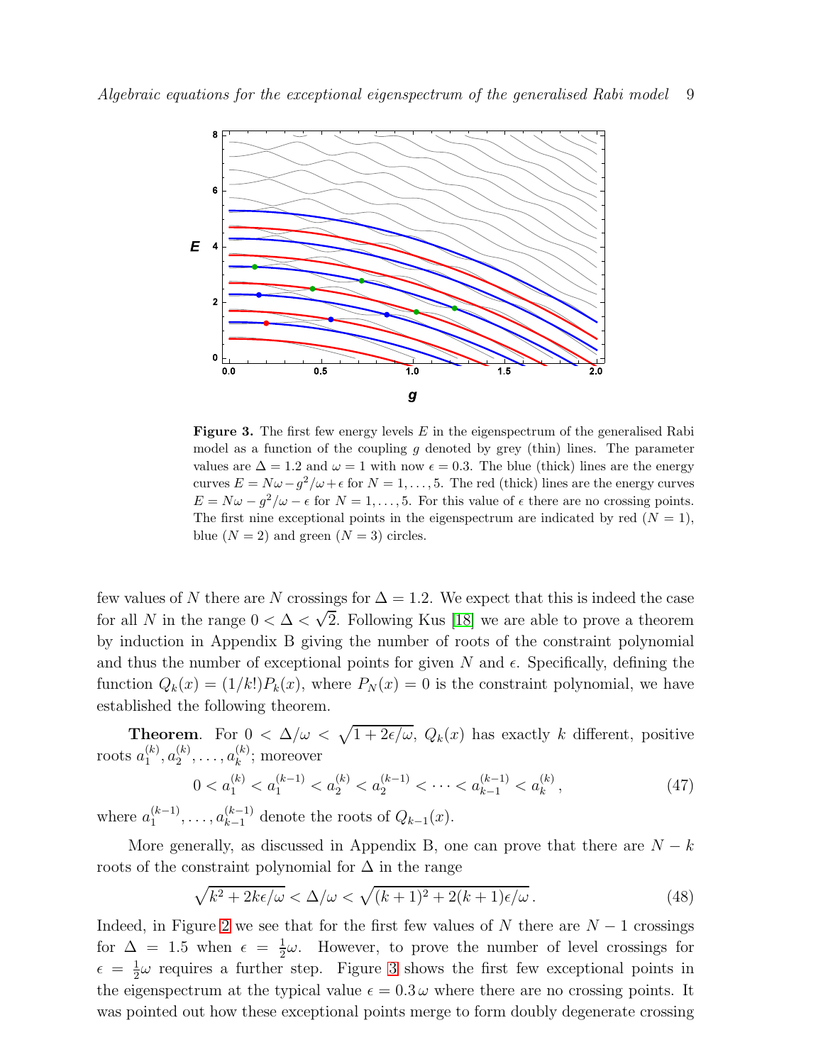**Figure 3.** The first few energy levels $E$ in the eigenspectrum of the generalised Rabi model as a function of the coupling $g$ denoted by grey (thin) lines. The parameter values are $\Delta = 1.2$ and $\omega = 1$ with now $\epsilon = 0.3$. The blue (thick) lines are the energy curves $E = N\omega - g^2/\omega + \epsilon$ for $N = 1, \ldots, 5$. The red (thick) lines are the energy curves $E = N\omega - g^2/\omega - \epsilon$ for $N = 1, \ldots, 5$. For this value of $\epsilon$ there are no crossing points. The first nine exceptional points in the eigenspectrum are indicated by red ($N = 1$), blue ($N = 2$) and green ($N = 3$) circles.

few values of $N$ there are $N$ crossings for $\Delta = 1.2$. We expect that this is indeed the case for all $N$ in the range $0 < \Delta < \sqrt{2}$. Following Kus [18] we are able to prove a theorem by induction in Appendix B giving the number of roots of the constraint polynomial and thus the number of exceptional points for given $N$ and $\epsilon$. Specifically, defining the function $Q_k(x) = (1/k!)P_k(x)$, where $P_N(x) = 0$ is the constraint polynomial, we have established the following theorem.

**Theorem**. For $0 < \Delta/\omega < \sqrt{1 + 2\epsilon/\omega}$, $Q_k(x)$ has exactly $k$ different, positive roots $a_1^{(k)}, a_2^{(k)}, \ldots, a_k^{(k)}$; moreover

$$0 < a_1^{(k)} < a_1^{(k-1)} < a_2^{(k)} < a_2^{(k-1)} < \cdots < a_{k-1}^{(k-1)} < a_k^{(k)}, \tag{47}$$

where $a_1^{(k-1)}, \ldots, a_{k-1}^{(k-1)}$ denote the roots of $Q_{k-1}(x)$.

More generally, as discussed in Appendix B, one can prove that there are $N - k$ roots of the constraint polynomial for $\Delta$ in the range

$$\sqrt{k^2 + 2k\epsilon/\omega} < \Delta/\omega < \sqrt{(k+1)^2 + 2(k+1)\epsilon/\omega}\,. \tag{48}$$

Indeed, in Figure 2 we see that for the first few values of $N$ there are $N - 1$ crossings for $\Delta = 1.5$ when $\epsilon = \frac{1}{2}\omega$. However, to prove the number of level crossings for $\epsilon = \frac{1}{2}\omega$ requires a further step. Figure 3 shows the first few exceptional points in the eigenspectrum at the typical value $\epsilon = 0.3\,\omega$ where there are no crossing points. It was pointed out how these exceptional points merge to form doubly degenerate crossing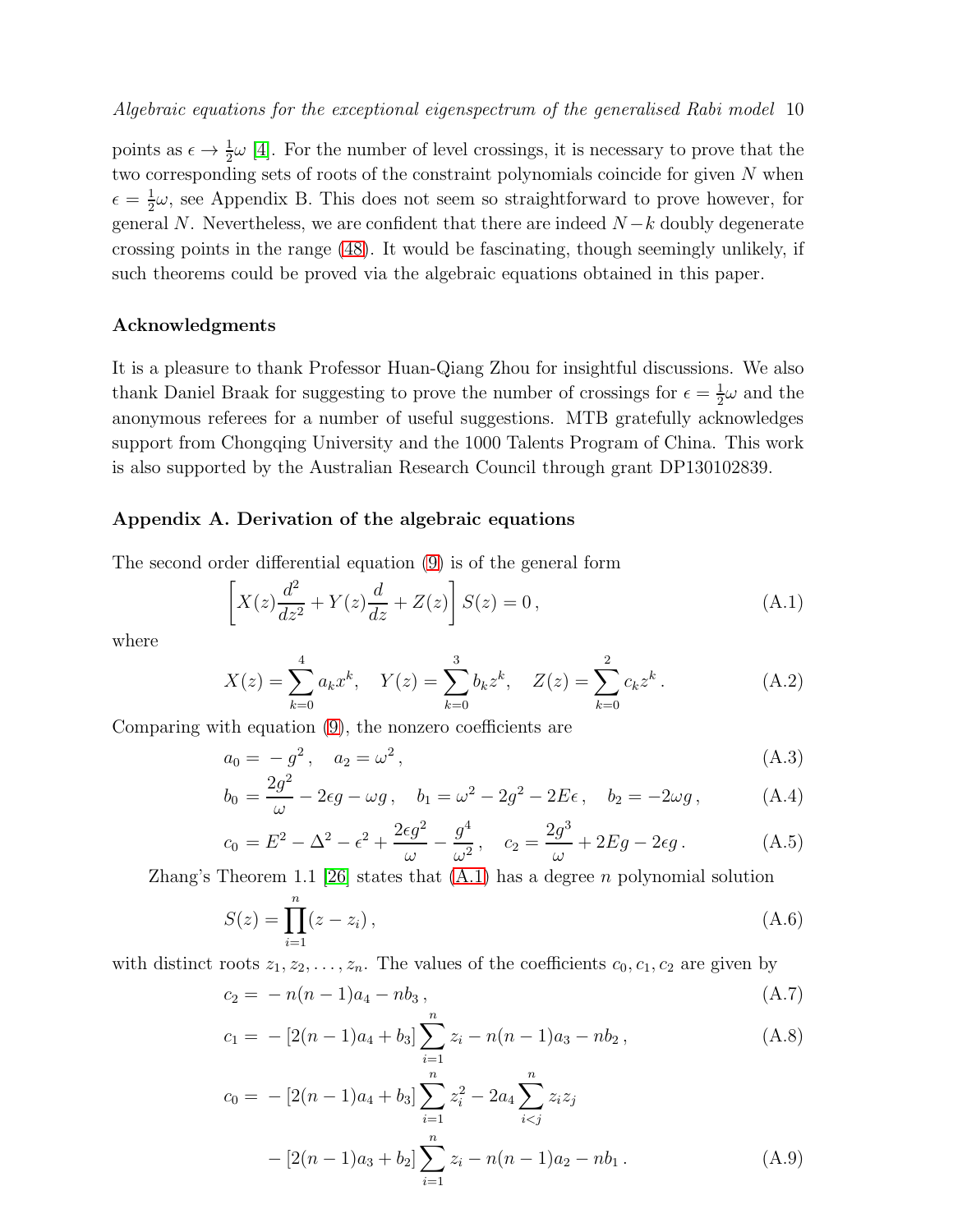points as $\epsilon \to \frac{1}{2}\omega$ [4]. For the number of level crossings, it is necessary to prove that the two corresponding sets of roots of the constraint polynomials coincide for given $N$ when $\epsilon = \frac{1}{2}\omega$, see Appendix B. This does not seem so straightforward to prove however, for general $N$. Nevertheless, we are confident that there are indeed $N-k$ doubly degenerate crossing points in the range (48). It would be fascinating, though seemingly unlikely, if such theorems could be proved via the algebraic equations obtained in this paper.

### Acknowledgments

It is a pleasure to thank Professor Huan-Qiang Zhou for insightful discussions. We also thank Daniel Braak for suggesting to prove the number of crossings for $\epsilon = \frac{1}{2}\omega$ and the anonymous referees for a number of useful suggestions. MTB gratefully acknowledges support from Chongqing University and the 1000 Talents Program of China. This work is also supported by the Australian Research Council through grant DP130102839.

## Appendix A. Derivation of the algebraic equations

The second order differential equation (9) is of the general form

$$\left[X(z)\frac{d^2}{dz^2} + Y(z)\frac{d}{dz} + Z(z)\right] S(z) = 0\,, \tag{A.1}$$

where

$$X(z) = \sum_{k=0}^{4} a_k x^k, \quad Y(z) = \sum_{k=0}^{3} b_k z^k, \quad Z(z) = \sum_{k=0}^{2} c_k z^k\,. \tag{A.2}$$

Comparing with equation (9), the nonzero coefficients are

$$a_0 = -g^2\,, \quad a_2 = \omega^2\,, \tag{A.3}$$

$$b_0 = \frac{2g^2}{\omega} - 2\epsilon g - \omega g\,, \quad b_1 = \omega^2 - 2g^2 - 2E\epsilon\,, \quad b_2 = -2\omega g\,, \tag{A.4}$$

$$c_0 = E^2 - \Delta^2 - \epsilon^2 + \frac{2\epsilon g^2}{\omega} - \frac{g^4}{\omega^2}\,, \quad c_2 = \frac{2g^3}{\omega} + 2Eg - 2\epsilon g\,. \tag{A.5}$$

Zhang's Theorem 1.1 [26] states that (A.1) has a degree $n$ polynomial solution

$$S(z) = \prod_{i=1}^{n}(z - z_i)\,, \tag{A.6}$$

with distinct roots $z_1, z_2, \ldots, z_n$. The values of the coefficients $c_0, c_1, c_2$ are given by

$$c_2 = -n(n-1)a_4 - nb_3\,, \tag{A.7}$$

$$c_1 = -[2(n-1)a_4 + b_3]\sum_{i=1}^{n} z_i - n(n-1)a_3 - nb_2\,, \tag{A.8}$$

$$\begin{aligned} c_0 = &-[2(n-1)a_4 + b_3]\sum_{i=1}^{n} z_i^2 - 2a_4\sum_{i<j}^{n} z_i z_j \\ &-[2(n-1)a_3 + b_2]\sum_{i=1}^{n} z_i - n(n-1)a_2 - nb_1\,. \end{aligned} \tag{A.9}$$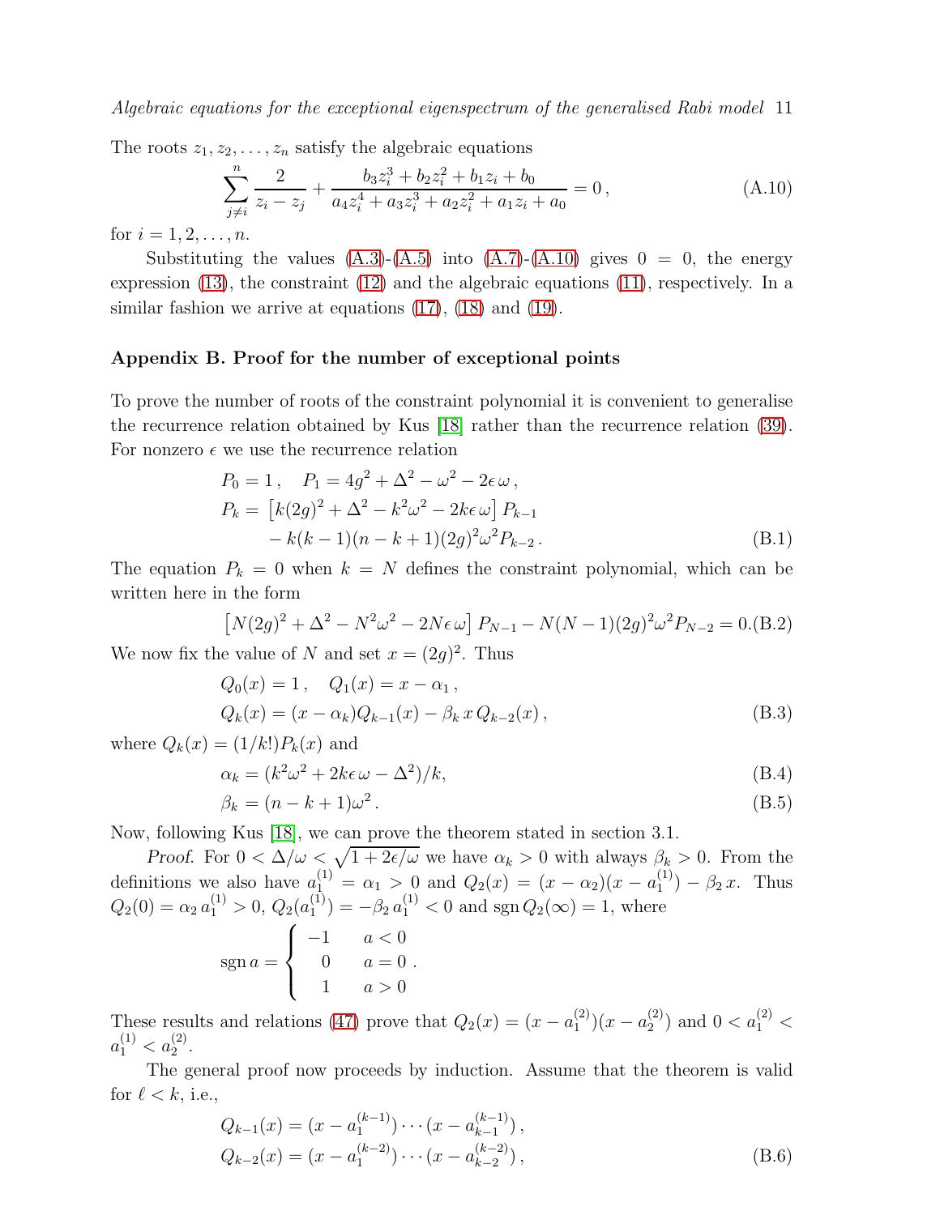The roots $z_1, z_2, \ldots, z_n$ satisfy the algebraic equations

$$\sum_{j\neq i}^{n} \frac{2}{z_i - z_j} + \frac{b_3 z_i^3 + b_2 z_i^2 + b_1 z_i + b_0}{a_4 z_i^4 + a_3 z_i^3 + a_2 z_i^2 + a_1 z_i + a_0} = 0\,, \tag{A.10}$$

for $i = 1, 2, \ldots, n$.

Substituting the values (A.3)-(A.5) into (A.7)-(A.10) gives $0 = 0$, the energy expression (13), the constraint (12) and the algebraic equations (11), respectively. In a similar fashion we arrive at equations (17), (18) and (19).

## Appendix B. Proof for the number of exceptional points

To prove the number of roots of the constraint polynomial it is convenient to generalise the recurrence relation obtained by Kus [18] rather than the recurrence relation (39). For nonzero $\epsilon$ we use the recurrence relation

$$\begin{aligned}
P_0 &= 1\,, \quad P_1 = 4g^2 + \Delta^2 - \omega^2 - 2\epsilon\,\omega\,, \\
P_k &= \left[k(2g)^2 + \Delta^2 - k^2\omega^2 - 2k\epsilon\,\omega\right] P_{k-1} \\
&\quad - k(k-1)(n-k+1)(2g)^2\omega^2 P_{k-2}\,.
\end{aligned} \tag{B.1}$$

The equation $P_k = 0$ when $k = N$ defines the constraint polynomial, which can be written here in the form

$$\left[N(2g)^2 + \Delta^2 - N^2\omega^2 - 2N\epsilon\,\omega\right] P_{N-1} - N(N-1)(2g)^2\omega^2 P_{N-2} = 0. \tag{B.2}$$

We now fix the value of $N$ and set $x = (2g)^2$. Thus

$$\begin{aligned}
Q_0(x) &= 1\,, \quad Q_1(x) = x - \alpha_1\,, \\
Q_k(x) &= (x - \alpha_k) Q_{k-1}(x) - \beta_k\, x\, Q_{k-2}(x)\,,
\end{aligned} \tag{B.3}$$

where $Q_k(x) = (1/k!) P_k(x)$ and

$$\alpha_k = (k^2\omega^2 + 2k\epsilon\,\omega - \Delta^2)/k, \tag{B.4}$$

$$\beta_k = (n-k+1)\omega^2\,. \tag{B.5}$$

Now, following Kus [18], we can prove the theorem stated in section 3.1.

*Proof.* For $0 < \Delta/\omega < \sqrt{1 + 2\epsilon/\omega}$ we have $\alpha_k > 0$ with always $\beta_k > 0$. From the definitions we also have $a_1^{(1)} = \alpha_1 > 0$ and $Q_2(x) = (x - \alpha_2)(x - a_1^{(1)}) - \beta_2\, x$. Thus $Q_2(0) = \alpha_2\, a_1^{(1)} > 0$, $Q_2(a_1^{(1)}) = -\beta_2\, a_1^{(1)} < 0$ and $\operatorname{sgn} Q_2(\infty) = 1$, where

$$\operatorname{sgn} a = \begin{cases} -1 & a < 0 \\ \;\;\,0 & a = 0 \\ \;\;\,1 & a > 0 \end{cases}.$$

These results and relations (47) prove that $Q_2(x) = (x - a_1^{(2)})(x - a_2^{(2)})$ and $0 < a_1^{(2)} < a_1^{(1)} < a_2^{(2)}$.

The general proof now proceeds by induction. Assume that the theorem is valid for $\ell < k$, i.e.,

$$\begin{aligned}
Q_{k-1}(x) &= (x - a_1^{(k-1)}) \cdots (x - a_{k-1}^{(k-1)})\,, \\
Q_{k-2}(x) &= (x - a_1^{(k-2)}) \cdots (x - a_{k-2}^{(k-2)})\,,
\end{aligned} \tag{B.6}$$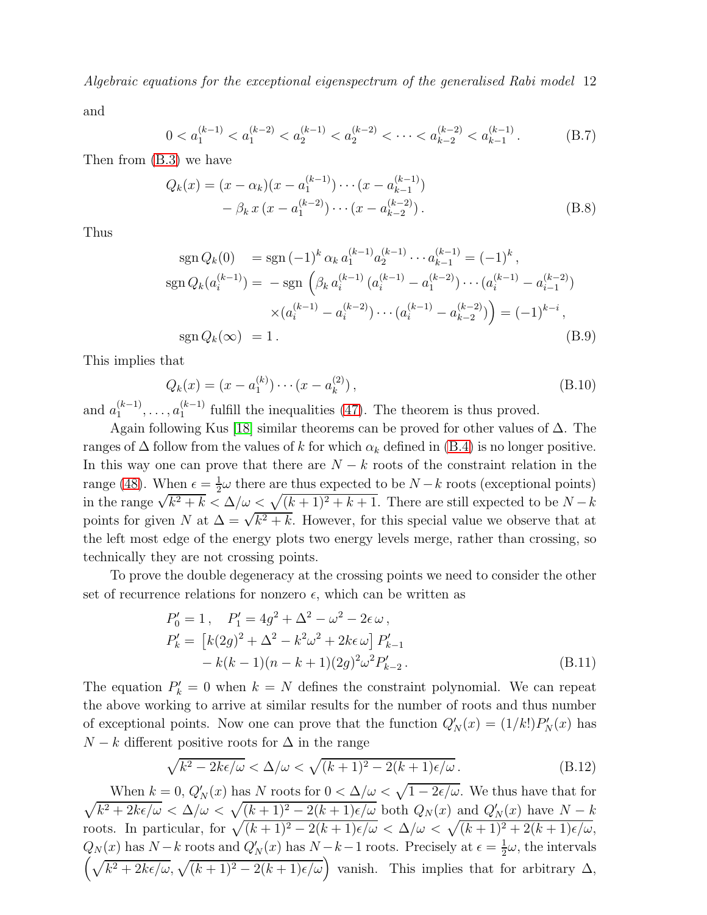and

$$0 < a_1^{(k-1)} < a_1^{(k-2)} < a_2^{(k-1)} < a_2^{(k-2)} < \cdots < a_{k-2}^{(k-2)} < a_{k-1}^{(k-1)}\,. \tag{B.7}$$

Then from (B.3) we have

$$\begin{aligned} Q_k(x) &= (x-\alpha_k)(x-a_1^{(k-1)})\cdots(x-a_{k-1}^{(k-1)}) \\ &\quad - \beta_k\, x\,(x-a_1^{(k-2)})\cdots(x-a_{k-2}^{(k-2)})\,. \end{aligned} \tag{B.8}$$

Thus

$$\begin{aligned} \operatorname{sgn} Q_k(0) \quad &= \operatorname{sgn}\,(-1)^k\,\alpha_k\, a_1^{(k-1)} a_2^{(k-1)} \cdots a_{k-1}^{(k-1)} = (-1)^k\,, \\ \operatorname{sgn} Q_k(a_i^{(k-1)}) &= -\operatorname{sgn}\,\Big(\beta_k\, a_i^{(k-1)}\,(a_i^{(k-1)} - a_1^{(k-2)})\cdots(a_i^{(k-1)} - a_{i-1}^{(k-2)}) \\ &\qquad \times (a_i^{(k-1)} - a_i^{(k-2)})\cdots(a_i^{(k-1)} - a_{k-2}^{(k-2)})\Big) = (-1)^{k-i}\,, \\ \operatorname{sgn} Q_k(\infty) \;\; &= 1\,. \end{aligned} \tag{B.9}$$

This implies that

$$Q_k(x) = (x-a_1^{(k)})\cdots(x-a_k^{(2)})\,, \tag{B.10}$$

and $a_1^{(k-1)}, \ldots, a_1^{(k-1)}$ fulfill the inequalities (47). The theorem is thus proved.

Again following Kus [18] similar theorems can be proved for other values of $\Delta$. The ranges of $\Delta$ follow from the values of $k$ for which $\alpha_k$ defined in (B.4) is no longer positive. In this way one can prove that there are $N-k$ roots of the constraint relation in the range (48). When $\epsilon = \frac{1}{2}\omega$ there are thus expected to be $N-k$ roots (exceptional points) in the range $\sqrt{k^2+k} < \Delta/\omega < \sqrt{(k+1)^2+k+1}$. There are still expected to be $N-k$ points for given $N$ at $\Delta = \sqrt{k^2+k}$. However, for this special value we observe that at the left most edge of the energy plots two energy levels merge, rather than crossing, so technically they are not crossing points.

To prove the double degeneracy at the crossing points we need to consider the other set of recurrence relations for nonzero $\epsilon$, which can be written as

$$\begin{aligned} P'_0 &= 1\,, \quad P'_1 = 4g^2 + \Delta^2 - \omega^2 - 2\epsilon\,\omega\,, \\ P'_k &= \left[k(2g)^2 + \Delta^2 - k^2\omega^2 + 2k\epsilon\,\omega\right] P'_{k-1} \\ &\quad - k(k-1)(n-k+1)(2g)^2\omega^2 P'_{k-2}\,. \end{aligned} \tag{B.11}$$

The equation $P'_k = 0$ when $k = N$ defines the constraint polynomial. We can repeat the above working to arrive at similar results for the number of roots and thus number of exceptional points. Now one can prove that the function $Q'_N(x) = (1/k!)P'_N(x)$ has $N-k$ different positive roots for $\Delta$ in the range

$$\sqrt{k^2 - 2k\epsilon/\omega} < \Delta/\omega < \sqrt{(k+1)^2 - 2(k+1)\epsilon/\omega}\,. \tag{B.12}$$

When $k=0$, $Q'_N(x)$ has $N$ roots for $0 < \Delta/\omega < \sqrt{1-2\epsilon/\omega}$. We thus have that for $\sqrt{k^2+2k\epsilon/\omega} < \Delta/\omega < \sqrt{(k+1)^2 - 2(k+1)\epsilon/\omega}$ both $Q_N(x)$ and $Q'_N(x)$ have $N-k$ roots. In particular, for $\sqrt{(k+1)^2 - 2(k+1)\epsilon/\omega} < \Delta/\omega < \sqrt{(k+1)^2 + 2(k+1)\epsilon/\omega}$, $Q_N(x)$ has $N-k$ roots and $Q'_N(x)$ has $N-k-1$ roots. Precisely at $\epsilon = \frac{1}{2}\omega$, the intervals $\left(\sqrt{k^2+2k\epsilon/\omega}, \sqrt{(k+1)^2 - 2(k+1)\epsilon/\omega}\right)$ vanish. This implies that for arbitrary $\Delta$,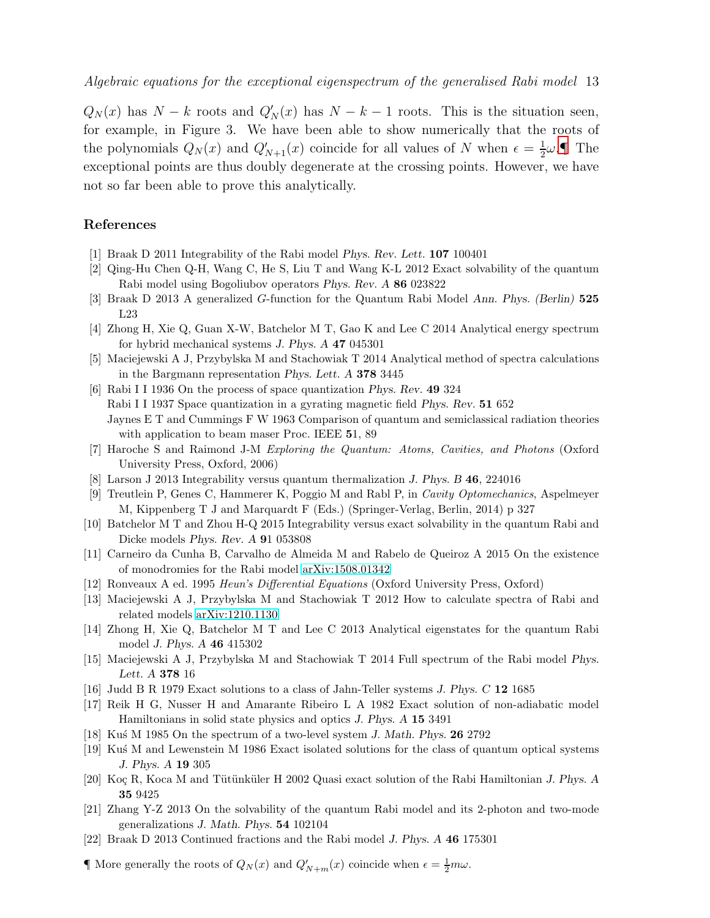$Q_N(x)$ has $N-k$ roots and $Q'_N(x)$ has $N-k-1$ roots. This is the situation seen, for example, in Figure 3. We have been able to show numerically that the roots of the polynomials $Q_N(x)$ and $Q'_{N+1}(x)$ coincide for all values of $N$ when $\epsilon = \frac{1}{2}\omega$.¶ The exceptional points are thus doubly degenerate at the crossing points. However, we have not so far been able to prove this analytically.

## References

[1] Braak D 2011 Integrability of the Rabi model *Phys. Rev. Lett.* **107** 100401

[2] Qing-Hu Chen Q-H, Wang C, He S, Liu T and Wang K-L 2012 Exact solvability of the quantum Rabi model using Bogoliubov operators *Phys. Rev. A* **86** 023822

[3] Braak D 2013 A generalized *G*-function for the Quantum Rabi Model *Ann. Phys. (Berlin)* **525** L23

[4] Zhong H, Xie Q, Guan X-W, Batchelor M T, Gao K and Lee C 2014 Analytical energy spectrum for hybrid mechanical systems *J. Phys. A* **47** 045301

[5] Maciejewski A J, Przybylska M and Stachowiak T 2014 Analytical method of spectra calculations in the Bargmann representation *Phys. Lett. A* **378** 3445

[6] Rabi I I 1936 On the process of space quantization *Phys. Rev.* **49** 324
Rabi I I 1937 Space quantization in a gyrating magnetic field *Phys. Rev.* **51** 652
Jaynes E T and Cummings F W 1963 Comparison of quantum and semiclassical radiation theories with application to beam maser Proc. IEEE **5**1, 89

[7] Haroche S and Raimond J-M *Exploring the Quantum: Atoms, Cavities, and Photons* (Oxford University Press, Oxford, 2006)

[8] Larson J 2013 Integrability versus quantum thermalization *J. Phys. B* **46**, 224016

[9] Treutlein P, Genes C, Hammerer K, Poggio M and Rabl P, in *Cavity Optomechanics*, Aspelmeyer M, Kippenberg T J and Marquardt F (Eds.) (Springer-Verlag, Berlin, 2014) p 327

[10] Batchelor M T and Zhou H-Q 2015 Integrability versus exact solvability in the quantum Rabi and Dicke models *Phys. Rev. A* **9**1 053808

[11] Carneiro da Cunha B, Carvalho de Almeida M and Rabelo de Queiroz A 2015 On the existence of monodromies for the Rabi model arXiv:1508.01342

[12] Ronveaux A ed. 1995 *Heun's Differential Equations* (Oxford University Press, Oxford)

[13] Maciejewski A J, Przybylska M and Stachowiak T 2012 How to calculate spectra of Rabi and related models arXiv:1210.1130

[14] Zhong H, Xie Q, Batchelor M T and Lee C 2013 Analytical eigenstates for the quantum Rabi model *J. Phys. A* **46** 415302

[15] Maciejewski A J, Przybylska M and Stachowiak T 2014 Full spectrum of the Rabi model *Phys. Lett. A* **378** 16

[16] Judd B R 1979 Exact solutions to a class of Jahn-Teller systems *J. Phys. C* **12** 1685

[17] Reik H G, Nusser H and Amarante Ribeiro L A 1982 Exact solution of non-adiabatic model Hamiltonians in solid state physics and optics *J. Phys. A* **15** 3491

[18] Kuś M 1985 On the spectrum of a two-level system *J. Math. Phys.* **26** 2792

[19] Kuś M and Lewenstein M 1986 Exact isolated solutions for the class of quantum optical systems *J. Phys. A* **19** 305

[20] Koç R, Koca M and Tütünküler H 2002 Quasi exact solution of the Rabi Hamiltonian *J. Phys. A* **35** 9425

[21] Zhang Y-Z 2013 On the solvability of the quantum Rabi model and its 2-photon and two-mode generalizations *J. Math. Phys.* **54** 102104

[22] Braak D 2013 Continued fractions and the Rabi model *J. Phys. A* **46** 175301

¶ More generally the roots of $Q_N(x)$ and $Q'_{N+m}(x)$ coincide when $\epsilon = \frac{1}{2}m\omega$.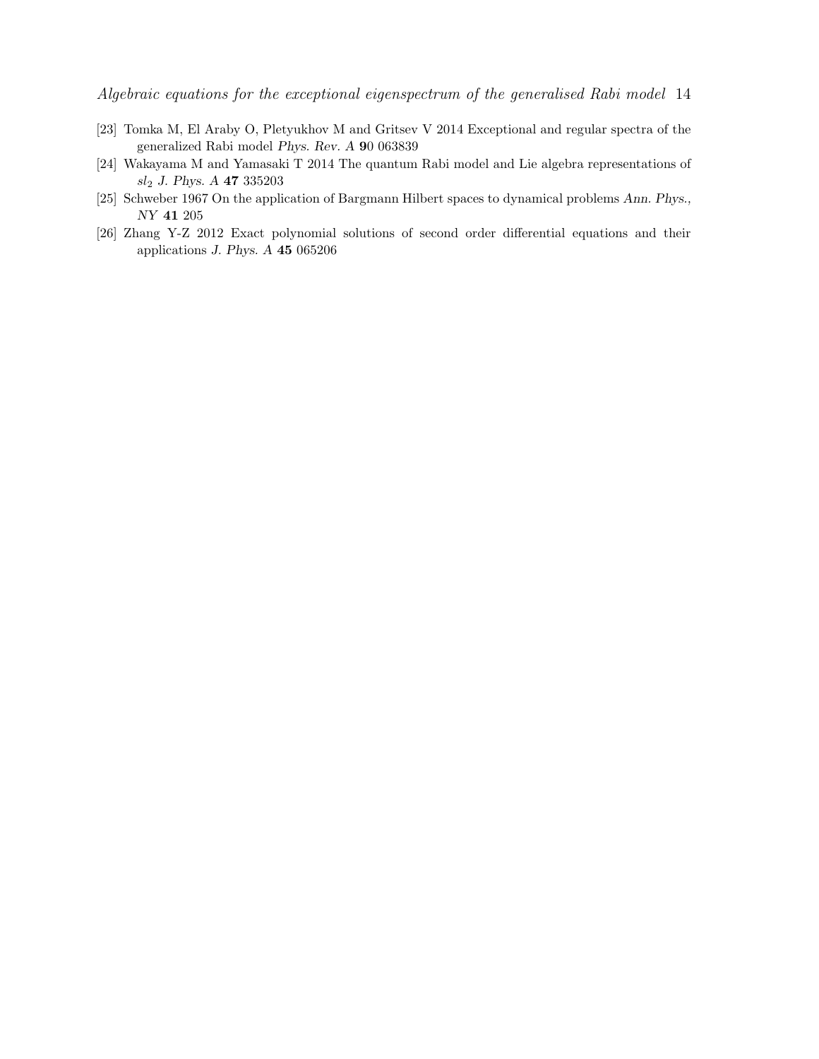[23] Tomka M, El Araby O, Pletyukhov M and Gritsev V 2014 Exceptional and regular spectra of the generalized Rabi model *Phys. Rev. A* **9**0 063839

[24] Wakayama M and Yamasaki T 2014 The quantum Rabi model and Lie algebra representations of $sl_2$ *J. Phys. A* **47** 335203

[25] Schweber 1967 On the application of Bargmann Hilbert spaces to dynamical problems *Ann. Phys., NY* **41** 205

[26] Zhang Y-Z 2012 Exact polynomial solutions of second order differential equations and their applications *J. Phys. A* **45** 065206